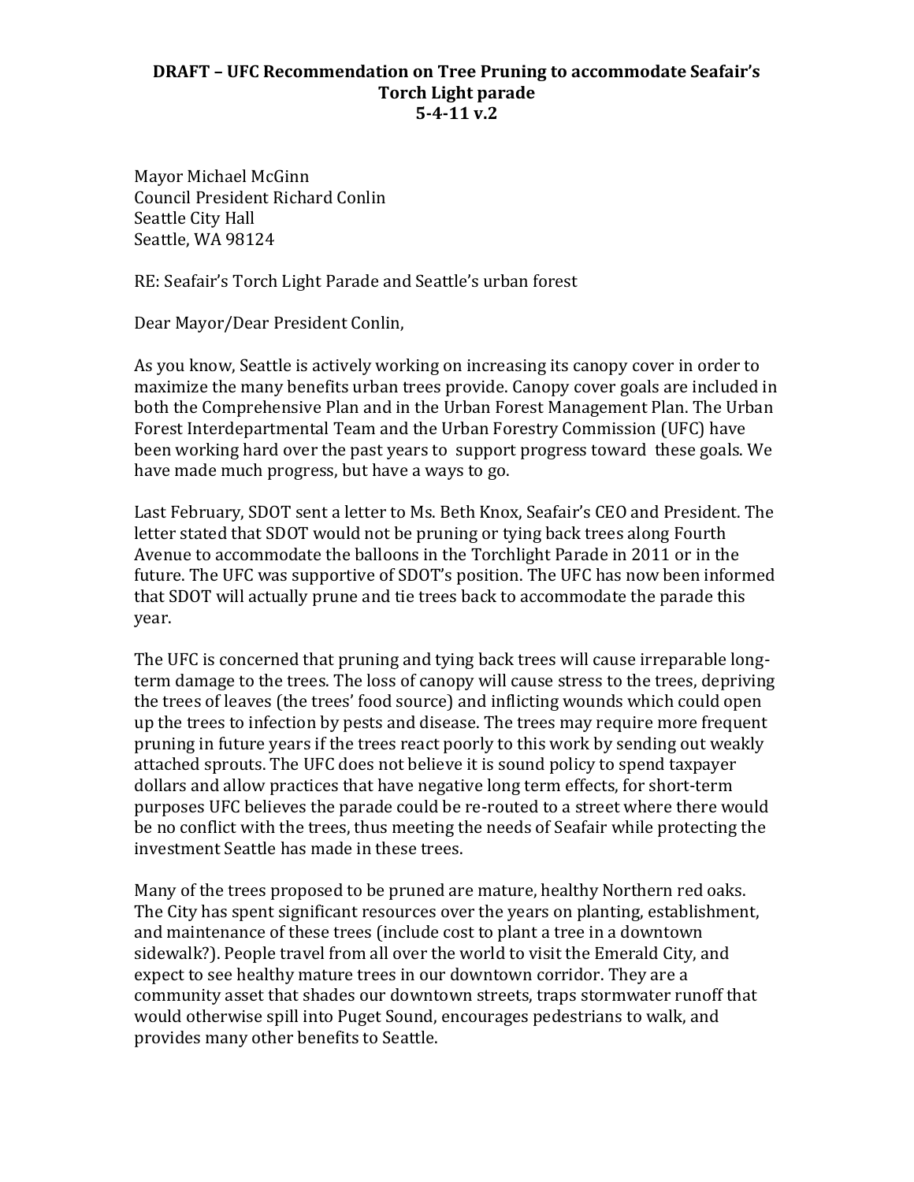**DRAFT – UFC Recommendation on Tree Pruning to accommodate Seafair's Torch Light parade**
**5-4-11 v.2**

Mayor Michael McGinn
Council President Richard Conlin
Seattle City Hall
Seattle, WA 98124

RE: Seafair's Torch Light Parade and Seattle's urban forest

Dear Mayor/Dear President Conlin,

As you know, Seattle is actively working on increasing its canopy cover in order to maximize the many benefits urban trees provide. Canopy cover goals are included in both the Comprehensive Plan and in the Urban Forest Management Plan. The Urban Forest Interdepartmental Team and the Urban Forestry Commission (UFC) have been working hard over the past years to support progress toward these goals. We have made much progress, but have a ways to go.

Last February, SDOT sent a letter to Ms. Beth Knox, Seafair's CEO and President. The letter stated that SDOT would not be pruning or tying back trees along Fourth Avenue to accommodate the balloons in the Torchlight Parade in 2011 or in the future. The UFC was supportive of SDOT's position. The UFC has now been informed that SDOT will actually prune and tie trees back to accommodate the parade this year.

The UFC is concerned that pruning and tying back trees will cause irreparable long-term damage to the trees. The loss of canopy will cause stress to the trees, depriving the trees of leaves (the trees' food source) and inflicting wounds which could open up the trees to infection by pests and disease. The trees may require more frequent pruning in future years if the trees react poorly to this work by sending out weakly attached sprouts. The UFC does not believe it is sound policy to spend taxpayer dollars and allow practices that have negative long term effects, for short-term purposes UFC believes the parade could be re-routed to a street where there would be no conflict with the trees, thus meeting the needs of Seafair while protecting the investment Seattle has made in these trees.

Many of the trees proposed to be pruned are mature, healthy Northern red oaks. The City has spent significant resources over the years on planting, establishment, and maintenance of these trees (include cost to plant a tree in a downtown sidewalk?). People travel from all over the world to visit the Emerald City, and expect to see healthy mature trees in our downtown corridor. They are a community asset that shades our downtown streets, traps stormwater runoff that would otherwise spill into Puget Sound, encourages pedestrians to walk, and provides many other benefits to Seattle.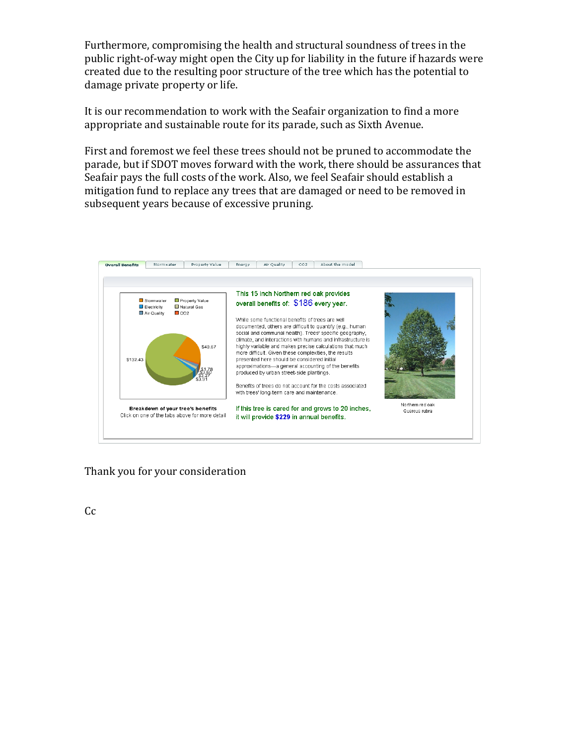Furthermore, compromising the health and structural soundness of trees in the public right-of-way might open the City up for liability in the future if hazards were created due to the resulting poor structure of the tree which has the potential to damage private property or life.

It is our recommendation to work with the Seafair organization to find a more appropriate and sustainable route for its parade, such as Sixth Avenue.

First and foremost we feel these trees should not be pruned to accommodate the parade, but if SDOT moves forward with the work, there should be assurances that Seafair pays the full costs of the work. Also, we feel Seafair should establish a mitigation fund to replace any trees that are damaged or need to be removed in subsequent years because of excessive pruning.

Overall Benefits | Stormwater | Property Value | Energy | Air Quality | CO2 | About the model

Stormwater
Property Value
Electricity
Natural Gas
Air Quality
CO2

$40.67
$132.43
$1.78
$3.60
$3.27
$3.91

**Breakdown of your tree's benefits**
Click on one of the tabs above for more detail

This 15 inch Northern red oak provides overall benefits of: $186 every year.

While some functional benefits of trees are well documented, others are difficult to quantify (e.g., human social and communal health). Trees' specific geography, climate, and interactions with humans and infrastructure is highly variable and makes precise calculations that much more difficult. Given these complexities, the results presented here should be considered initial approximations—a general accounting of the benefits produced by urban street-side plantings.

Benefits of trees do not account for the costs associated with trees' long-term care and maintenance.

If this tree is cared for and grows to 20 inches, it will provide **$229** in annual benefits.

Northern red oak
Quercus rubra

Thank you for your consideration

Cc